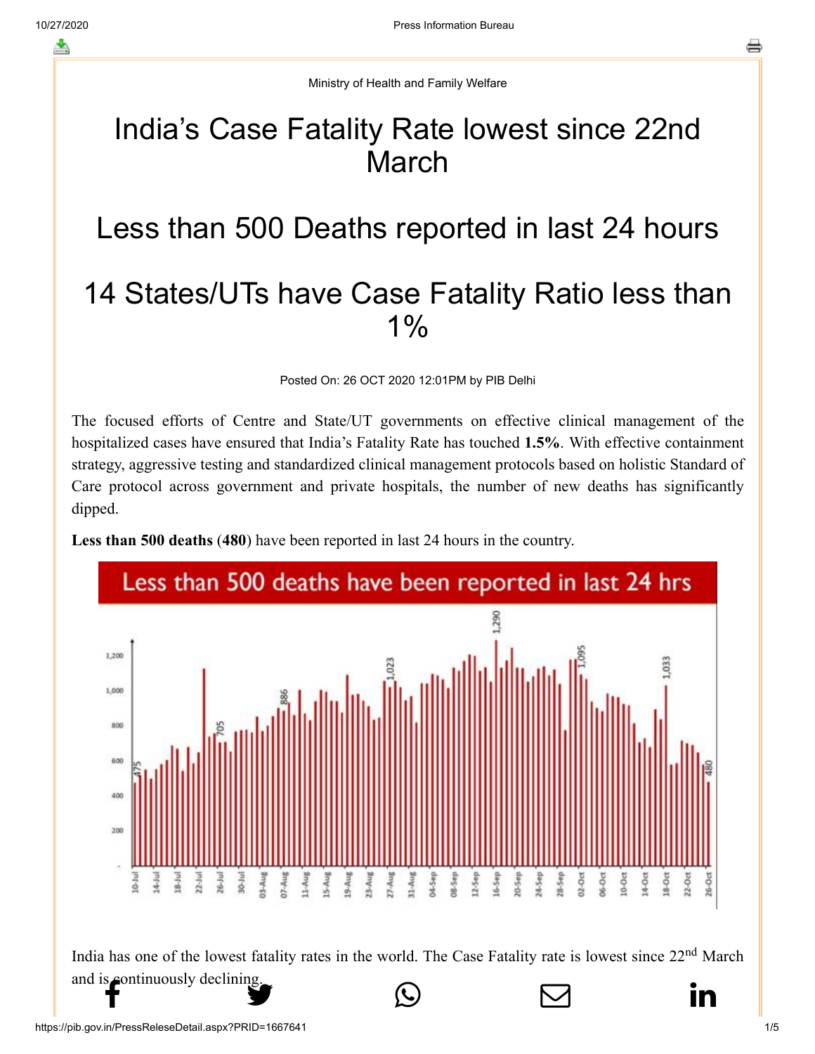Ministry of Health and Family Welfare

# India's Case Fatality Rate lowest since 22nd March

# Less than 500 Deaths reported in last 24 hours

# 14 States/UTs have Case Fatality Ratio less than 1%

Posted On: 26 OCT 2020 12:01PM by PIB Delhi

The focused efforts of Centre and State/UT governments on effective clinical management of the hospitalized cases have ensured that India's Fatality Rate has touched **1.5%**. With effective containment strategy, aggressive testing and standardized clinical management protocols based on holistic Standard of Care protocol across government and private hospitals, the number of new deaths has significantly dipped.

**Less than 500 deaths** (**480**) have been reported in last 24 hours in the country.

India has one of the lowest fatality rates in the world. The Case Fatality rate is lowest since 22nd March and is continuously declining.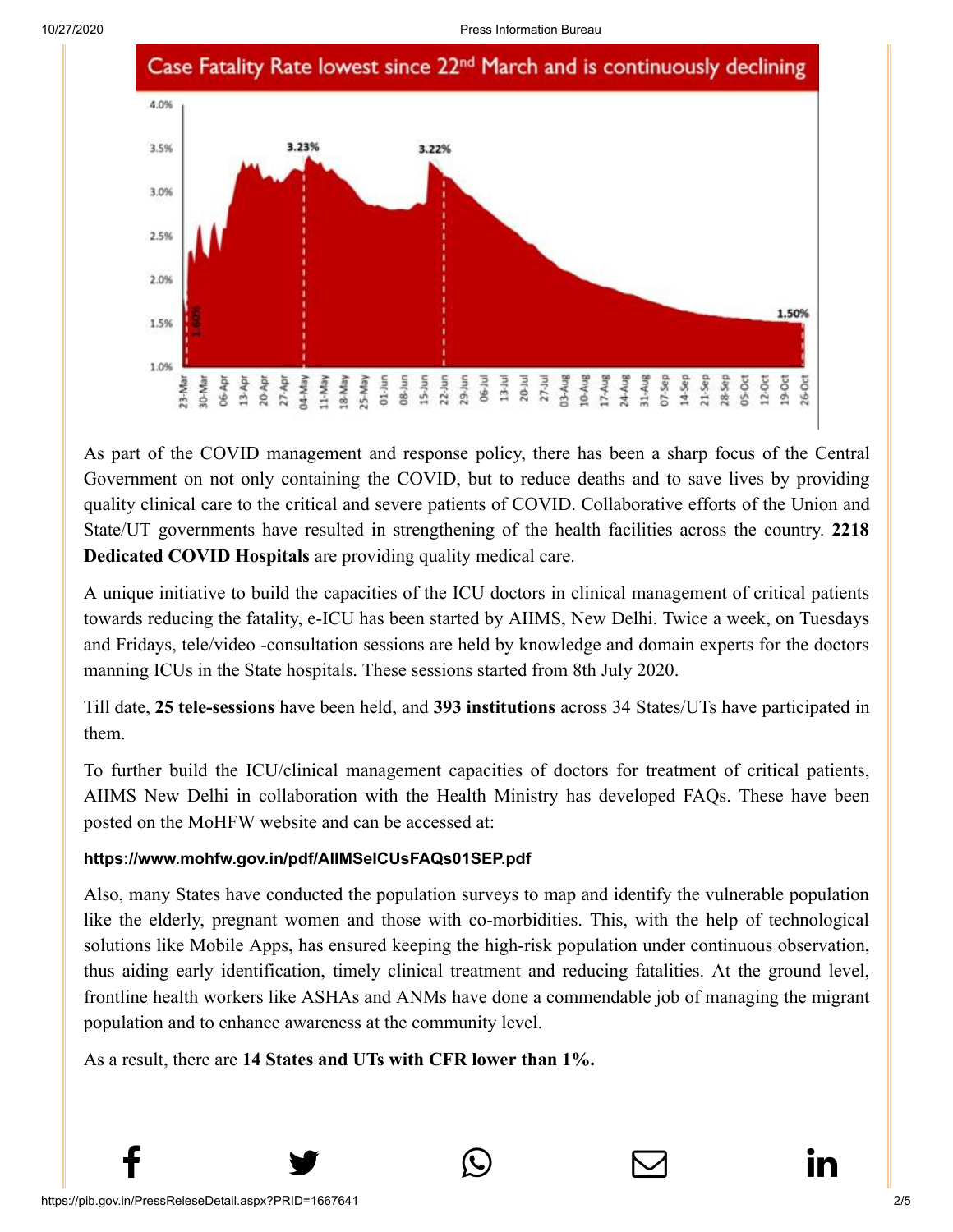**Case Fatality Rate lowest since 22nd March and is continuously declining**

As part of the COVID management and response policy, there has been a sharp focus of the Central Government on not only containing the COVID, but to reduce deaths and to save lives by providing quality clinical care to the critical and severe patients of COVID. Collaborative efforts of the Union and State/UT governments have resulted in strengthening of the health facilities across the country. **2218 Dedicated COVID Hospitals** are providing quality medical care.

A unique initiative to build the capacities of the ICU doctors in clinical management of critical patients towards reducing the fatality, e-ICU has been started by AIIMS, New Delhi. Twice a week, on Tuesdays and Fridays, tele/video -consultation sessions are held by knowledge and domain experts for the doctors manning ICUs in the State hospitals. These sessions started from 8th July 2020.

Till date, **25 tele-sessions** have been held, and **393 institutions** across 34 States/UTs have participated in them.

To further build the ICU/clinical management capacities of doctors for treatment of critical patients, AIIMS New Delhi in collaboration with the Health Ministry has developed FAQs. These have been posted on the MoHFW website and can be accessed at:

**https://www.mohfw.gov.in/pdf/AIIMSeICUsFAQs01SEP.pdf**

Also, many States have conducted the population surveys to map and identify the vulnerable population like the elderly, pregnant women and those with co-morbidities. This, with the help of technological solutions like Mobile Apps, has ensured keeping the high-risk population under continuous observation, thus aiding early identification, timely clinical treatment and reducing fatalities. At the ground level, frontline health workers like ASHAs and ANMs have done a commendable job of managing the migrant population and to enhance awareness at the community level.

As a result, there are **14 States and UTs with CFR lower than 1%.**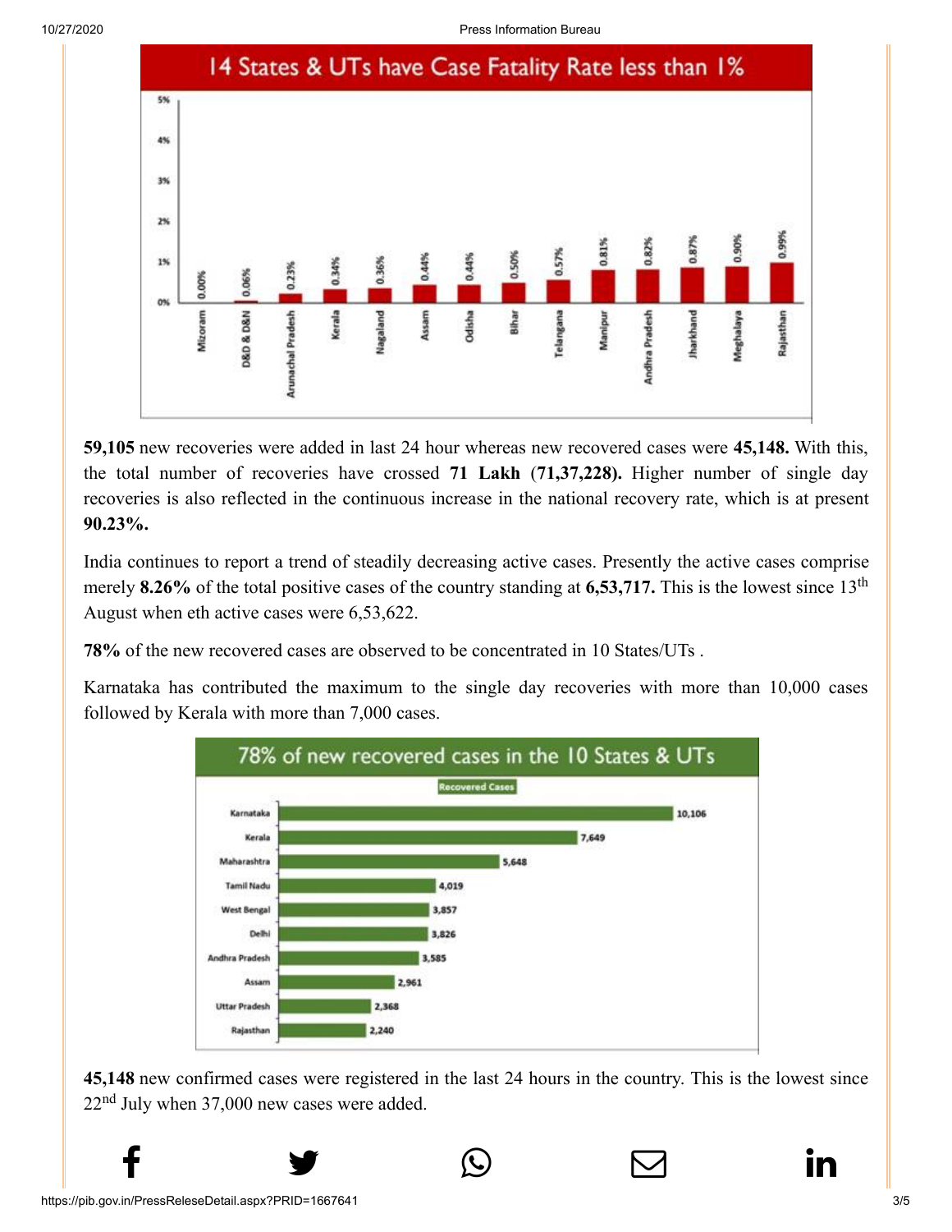## 14 States & UTs have Case Fatality Rate less than 1%

| State/UT | Case Fatality Rate |
|---|---|
| Mizoram | 0.00% |
| D&D & D&N | 0.06% |
| Arunachal Pradesh | 0.23% |
| Kerala | 0.34% |
| Nagaland | 0.36% |
| Assam | 0.44% |
| Odisha | 0.44% |
| Bihar | 0.50% |
| Telangana | 0.57% |
| Manipur | 0.81% |
| Andhra Pradesh | 0.82% |
| Jharkhand | 0.87% |
| Meghalaya | 0.90% |
| Rajasthan | 0.99% |

**59,105** new recoveries were added in last 24 hour whereas new recovered cases were **45,148.** With this, the total number of recoveries have crossed **71 Lakh** (**71,37,228).** Higher number of single day recoveries is also reflected in the continuous increase in the national recovery rate, which is at present **90.23%.**

India continues to report a trend of steadily decreasing active cases. Presently the active cases comprise merely **8.26%** of the total positive cases of the country standing at **6,53,717.** This is the lowest since 13th August when eth active cases were 6,53,622.

**78%** of the new recovered cases are observed to be concentrated in 10 States/UTs .

Karnataka has contributed the maximum to the single day recoveries with more than 10,000 cases followed by Kerala with more than 7,000 cases.

## 78% of new recovered cases in the 10 States & UTs

| State/UT | Recovered Cases |
|---|---|
| Karnataka | 10,106 |
| Kerala | 7,649 |
| Maharashtra | 5,648 |
| Tamil Nadu | 4,019 |
| West Bengal | 3,857 |
| Delhi | 3,826 |
| Andhra Pradesh | 3,585 |
| Assam | 2,961 |
| Uttar Pradesh | 2,368 |
| Rajasthan | 2,240 |

**45,148** new confirmed cases were registered in the last 24 hours in the country. This is the lowest since 22nd July when 37,000 new cases were added.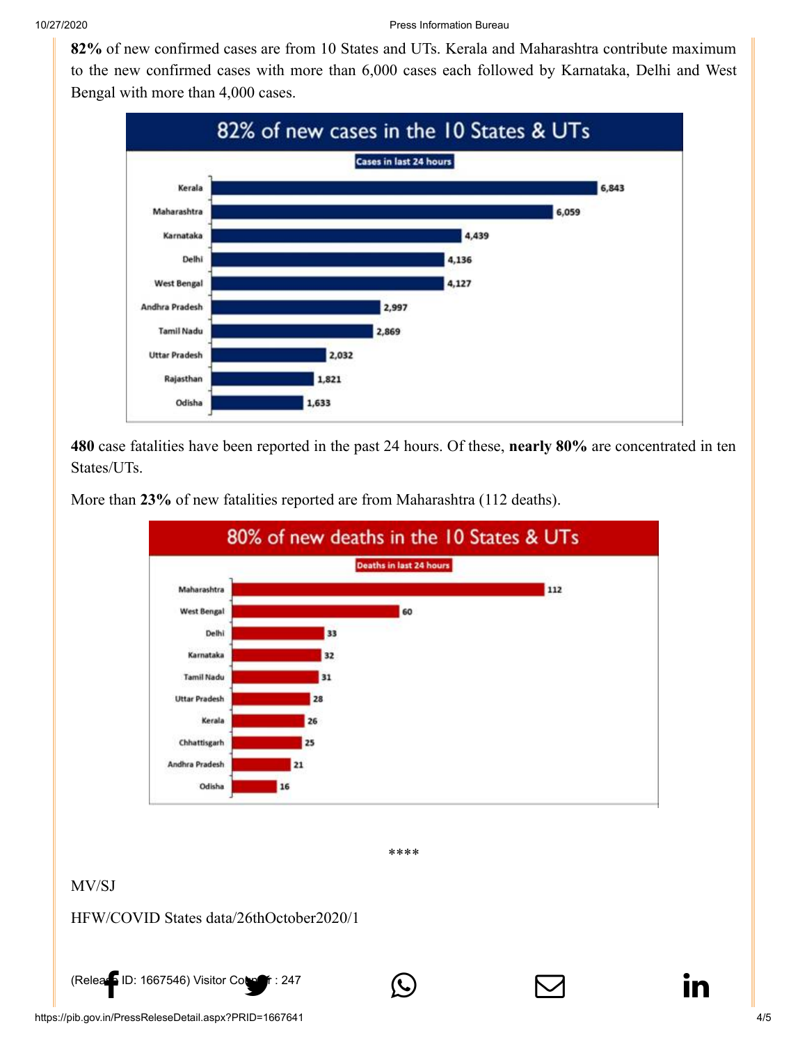**82%** of new confirmed cases are from 10 States and UTs. Kerala and Maharashtra contribute maximum to the new confirmed cases with more than 6,000 cases each followed by Karnataka, Delhi and West Bengal with more than 4,000 cases.

**82% of new cases in the 10 States & UTs**

Cases in last 24 hours

| State | Cases |
|---|---|
| Kerala | 6,843 |
| Maharashtra | 6,059 |
| Karnataka | 4,439 |
| Delhi | 4,136 |
| West Bengal | 4,127 |
| Andhra Pradesh | 2,997 |
| Tamil Nadu | 2,869 |
| Uttar Pradesh | 2,032 |
| Rajasthan | 1,821 |
| Odisha | 1,633 |

**480** case fatalities have been reported in the past 24 hours. Of these, **nearly 80%** are concentrated in ten States/UTs.

More than **23%** of new fatalities reported are from Maharashtra (112 deaths).

**80% of new deaths in the 10 States & UTs**

Deaths in last 24 hours

| State | Deaths |
|---|---|
| Maharashtra | 112 |
| West Bengal | 60 |
| Delhi | 33 |
| Karnataka | 32 |
| Tamil Nadu | 31 |
| Uttar Pradesh | 28 |
| Kerala | 26 |
| Chhattisgarh | 25 |
| Andhra Pradesh | 21 |
| Odisha | 16 |

****

MV/SJ

HFW/COVID States data/26thOctober2020/1

(Release ID: 1667546) Visitor Counter : 247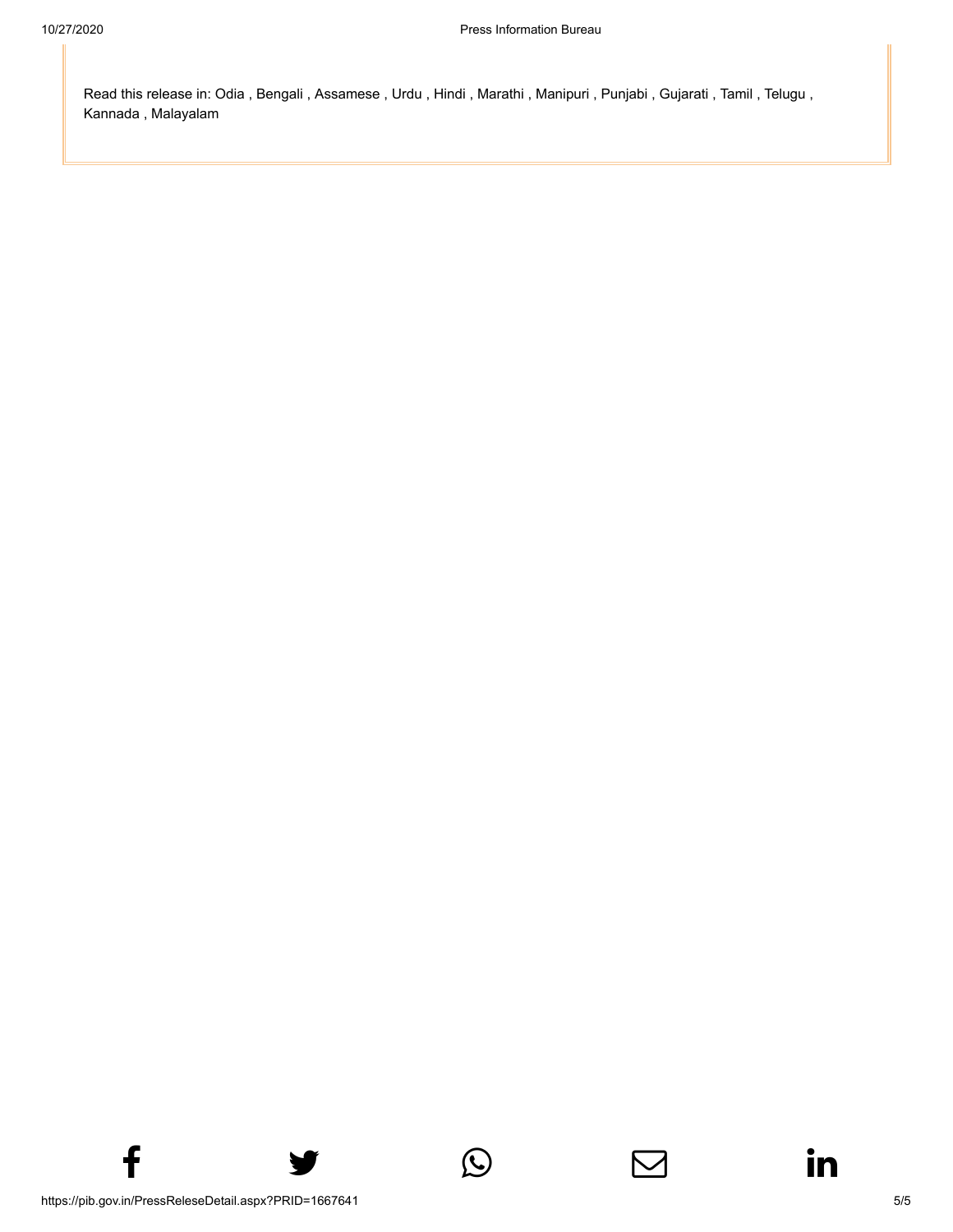Read this release in: Odia , Bengali , Assamese , Urdu , Hindi , Marathi , Manipuri , Punjabi , Gujarati , Tamil , Telugu , Kannada , Malayalam